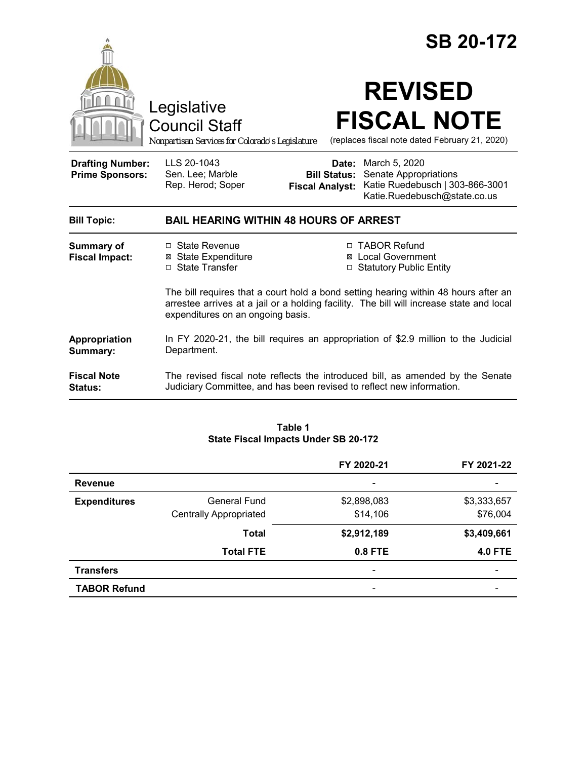# SB 20-172

Legislative Council Staff
*Nonpartisan Services for Colorado's Legislature*

# REVISED FISCAL NOTE

(replaces fiscal note dated February 21, 2020)

| | | | |
|---|---|---|---|
| **Drafting Number:** | LLS 20-1043 | **Date:** | March 5, 2020 |
| **Prime Sponsors:** | Sen. Lee; Marble<br>Rep. Herod; Soper | **Bill Status:** | Senate Appropriations |
| | | **Fiscal Analyst:** | Katie Ruedebusch \| 303-866-3001<br>Katie.Ruedebusch@state.co.us |

**Bill Topic:** **BAIL HEARING WITHIN 48 HOURS OF ARREST**

**Summary of Fiscal Impact:**

- ☐ State Revenue
- ☒ State Expenditure
- ☐ State Transfer
- ☐ TABOR Refund
- ☒ Local Government
- ☐ Statutory Public Entity

The bill requires that a court hold a bond setting hearing within 48 hours after an arrestee arrives at a jail or a holding facility. The bill will increase state and local expenditures on an ongoing basis.

**Appropriation Summary:** In FY 2020-21, the bill requires an appropriation of $2.9 million to the Judicial Department.

**Fiscal Note Status:** The revised fiscal note reflects the introduced bill, as amended by the Senate Judiciary Committee, and has been revised to reflect new information.

**Table 1**
**State Fiscal Impacts Under SB 20-172**

| | | FY 2020-21 | FY 2021-22 |
|---|---|---|---|
| **Revenue** | | - | - |
| **Expenditures** | General Fund | $2,898,083 | $3,333,657 |
| | Centrally Appropriated | $14,106 | $76,004 |
| | **Total** | **$2,912,189** | **$3,409,661** |
| | **Total FTE** | **0.8 FTE** | **4.0 FTE** |
| **Transfers** | | - | - |
| **TABOR Refund** | | - | - |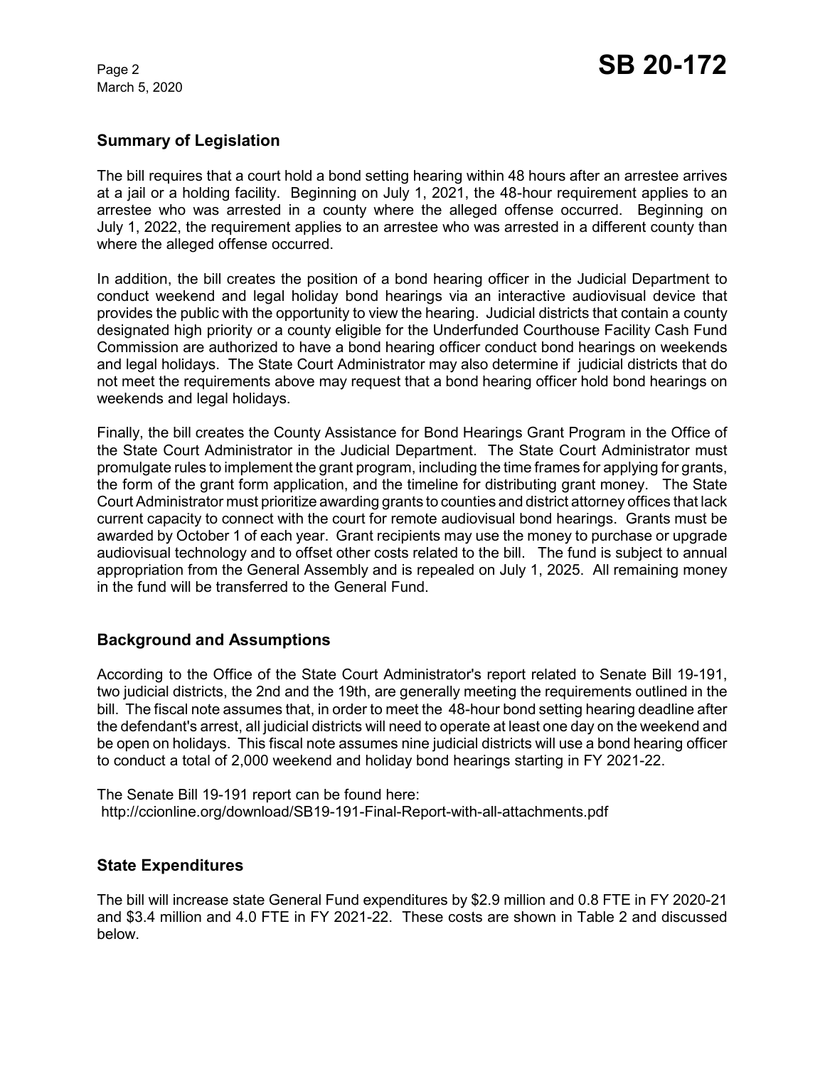## Summary of Legislation

The bill requires that a court hold a bond setting hearing within 48 hours after an arrestee arrives at a jail or a holding facility. Beginning on July 1, 2021, the 48-hour requirement applies to an arrestee who was arrested in a county where the alleged offense occurred. Beginning on July 1, 2022, the requirement applies to an arrestee who was arrested in a different county than where the alleged offense occurred.

In addition, the bill creates the position of a bond hearing officer in the Judicial Department to conduct weekend and legal holiday bond hearings via an interactive audiovisual device that provides the public with the opportunity to view the hearing. Judicial districts that contain a county designated high priority or a county eligible for the Underfunded Courthouse Facility Cash Fund Commission are authorized to have a bond hearing officer conduct bond hearings on weekends and legal holidays. The State Court Administrator may also determine if judicial districts that do not meet the requirements above may request that a bond hearing officer hold bond hearings on weekends and legal holidays.

Finally, the bill creates the County Assistance for Bond Hearings Grant Program in the Office of the State Court Administrator in the Judicial Department. The State Court Administrator must promulgate rules to implement the grant program, including the time frames for applying for grants, the form of the grant form application, and the timeline for distributing grant money. The State Court Administrator must prioritize awarding grants to counties and district attorney offices that lack current capacity to connect with the court for remote audiovisual bond hearings. Grants must be awarded by October 1 of each year. Grant recipients may use the money to purchase or upgrade audiovisual technology and to offset other costs related to the bill. The fund is subject to annual appropriation from the General Assembly and is repealed on July 1, 2025. All remaining money in the fund will be transferred to the General Fund.

## Background and Assumptions

According to the Office of the State Court Administrator's report related to Senate Bill 19-191, two judicial districts, the 2nd and the 19th, are generally meeting the requirements outlined in the bill. The fiscal note assumes that, in order to meet the 48-hour bond setting hearing deadline after the defendant's arrest, all judicial districts will need to operate at least one day on the weekend and be open on holidays. This fiscal note assumes nine judicial districts will use a bond hearing officer to conduct a total of 2,000 weekend and holiday bond hearings starting in FY 2021-22.

The Senate Bill 19-191 report can be found here:
http://ccionline.org/download/SB19-191-Final-Report-with-all-attachments.pdf

## State Expenditures

The bill will increase state General Fund expenditures by $2.9 million and 0.8 FTE in FY 2020-21 and $3.4 million and 4.0 FTE in FY 2021-22. These costs are shown in Table 2 and discussed below.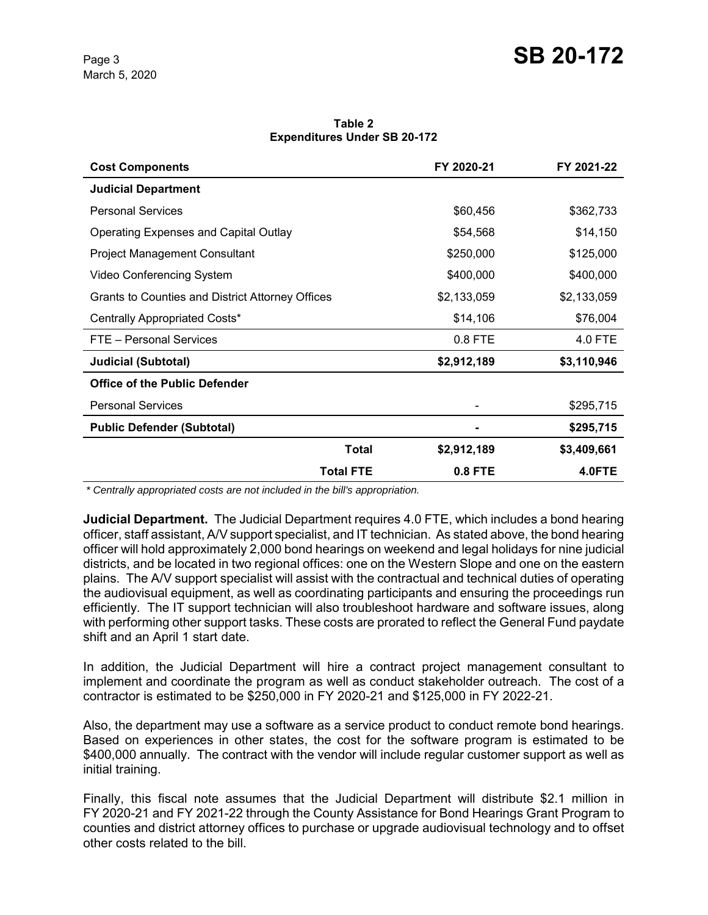**Table 2**
**Expenditures Under SB 20-172**

| Cost Components | FY 2020-21 | FY 2021-22 |
|---|---|---|
| **Judicial Department** | | |
| Personal Services | $60,456 | $362,733 |
| Operating Expenses and Capital Outlay | $54,568 | $14,150 |
| Project Management Consultant | $250,000 | $125,000 |
| Video Conferencing System | $400,000 | $400,000 |
| Grants to Counties and District Attorney Offices | $2,133,059 | $2,133,059 |
| Centrally Appropriated Costs* | $14,106 | $76,004 |
| FTE – Personal Services | 0.8 FTE | 4.0 FTE |
| **Judicial (Subtotal)** | **$2,912,189** | **$3,110,946** |
| **Office of the Public Defender** | | |
| Personal Services | - | $295,715 |
| **Public Defender (Subtotal)** | **-** | **$295,715** |
| **Total** | **$2,912,189** | **$3,409,661** |
| **Total FTE** | **0.8 FTE** | **4.0FTE** |

*\* Centrally appropriated costs are not included in the bill's appropriation.*

**Judicial Department.** The Judicial Department requires 4.0 FTE, which includes a bond hearing officer, staff assistant, A/V support specialist, and IT technician. As stated above, the bond hearing officer will hold approximately 2,000 bond hearings on weekend and legal holidays for nine judicial districts, and be located in two regional offices: one on the Western Slope and one on the eastern plains. The A/V support specialist will assist with the contractual and technical duties of operating the audiovisual equipment, as well as coordinating participants and ensuring the proceedings run efficiently. The IT support technician will also troubleshoot hardware and software issues, along with performing other support tasks. These costs are prorated to reflect the General Fund paydate shift and an April 1 start date.

In addition, the Judicial Department will hire a contract project management consultant to implement and coordinate the program as well as conduct stakeholder outreach. The cost of a contractor is estimated to be $250,000 in FY 2020-21 and $125,000 in FY 2022-21.

Also, the department may use a software as a service product to conduct remote bond hearings. Based on experiences in other states, the cost for the software program is estimated to be $400,000 annually. The contract with the vendor will include regular customer support as well as initial training.

Finally, this fiscal note assumes that the Judicial Department will distribute $2.1 million in FY 2020-21 and FY 2021-22 through the County Assistance for Bond Hearings Grant Program to counties and district attorney offices to purchase or upgrade audiovisual technology and to offset other costs related to the bill.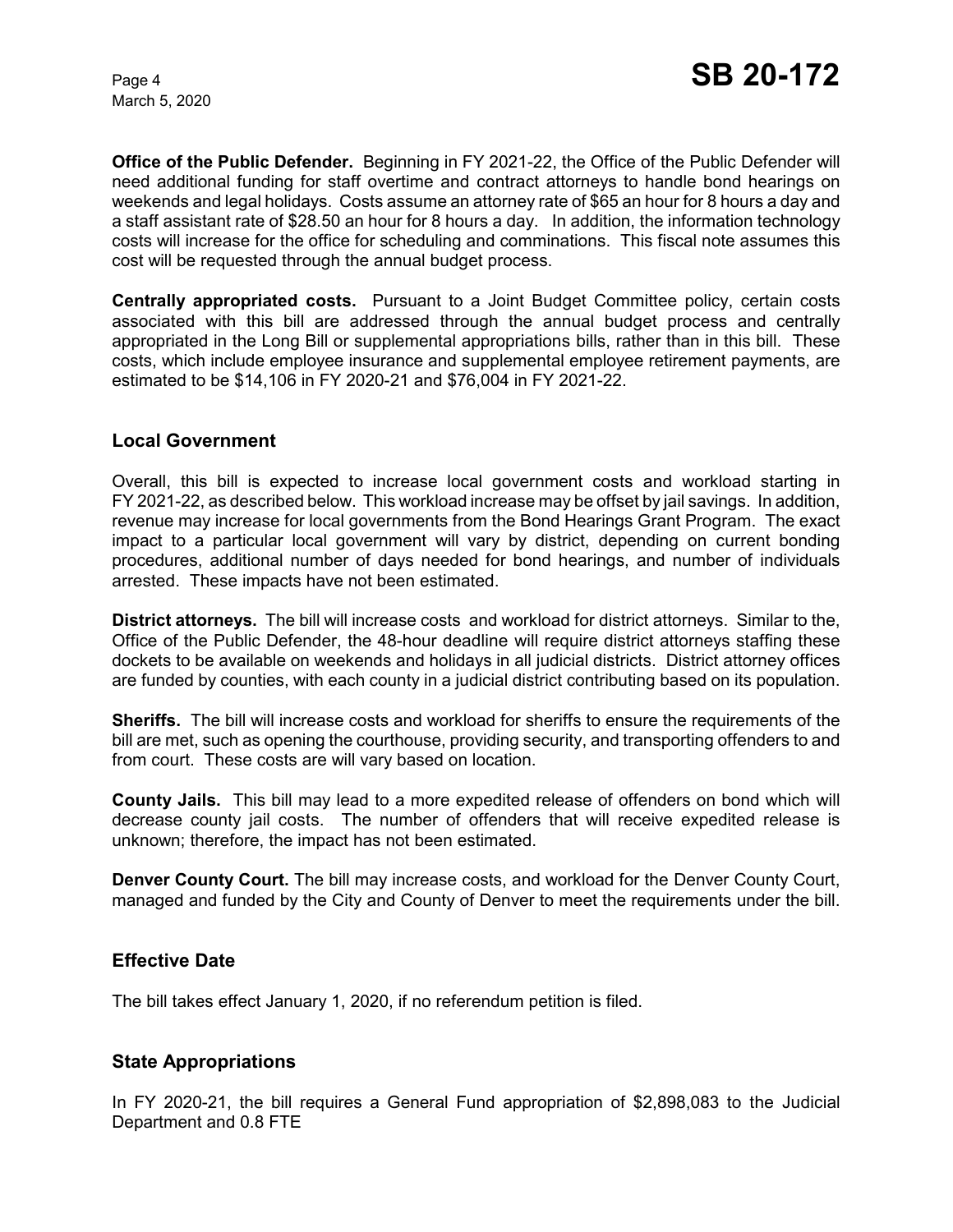**Office of the Public Defender.** Beginning in FY 2021-22, the Office of the Public Defender will need additional funding for staff overtime and contract attorneys to handle bond hearings on weekends and legal holidays. Costs assume an attorney rate of $65 an hour for 8 hours a day and a staff assistant rate of $28.50 an hour for 8 hours a day. In addition, the information technology costs will increase for the office for scheduling and comminations. This fiscal note assumes this cost will be requested through the annual budget process.

**Centrally appropriated costs.** Pursuant to a Joint Budget Committee policy, certain costs associated with this bill are addressed through the annual budget process and centrally appropriated in the Long Bill or supplemental appropriations bills, rather than in this bill. These costs, which include employee insurance and supplemental employee retirement payments, are estimated to be $14,106 in FY 2020-21 and $76,004 in FY 2021-22.

## Local Government

Overall, this bill is expected to increase local government costs and workload starting in FY 2021-22, as described below. This workload increase may be offset by jail savings. In addition, revenue may increase for local governments from the Bond Hearings Grant Program. The exact impact to a particular local government will vary by district, depending on current bonding procedures, additional number of days needed for bond hearings, and number of individuals arrested. These impacts have not been estimated.

**District attorneys.** The bill will increase costs and workload for district attorneys. Similar to the, Office of the Public Defender, the 48-hour deadline will require district attorneys staffing these dockets to be available on weekends and holidays in all judicial districts. District attorney offices are funded by counties, with each county in a judicial district contributing based on its population.

**Sheriffs.** The bill will increase costs and workload for sheriffs to ensure the requirements of the bill are met, such as opening the courthouse, providing security, and transporting offenders to and from court. These costs are will vary based on location.

**County Jails.** This bill may lead to a more expedited release of offenders on bond which will decrease county jail costs. The number of offenders that will receive expedited release is unknown; therefore, the impact has not been estimated.

**Denver County Court.** The bill may increase costs, and workload for the Denver County Court, managed and funded by the City and County of Denver to meet the requirements under the bill.

## Effective Date

The bill takes effect January 1, 2020, if no referendum petition is filed.

## State Appropriations

In FY 2020-21, the bill requires a General Fund appropriation of $2,898,083 to the Judicial Department and 0.8 FTE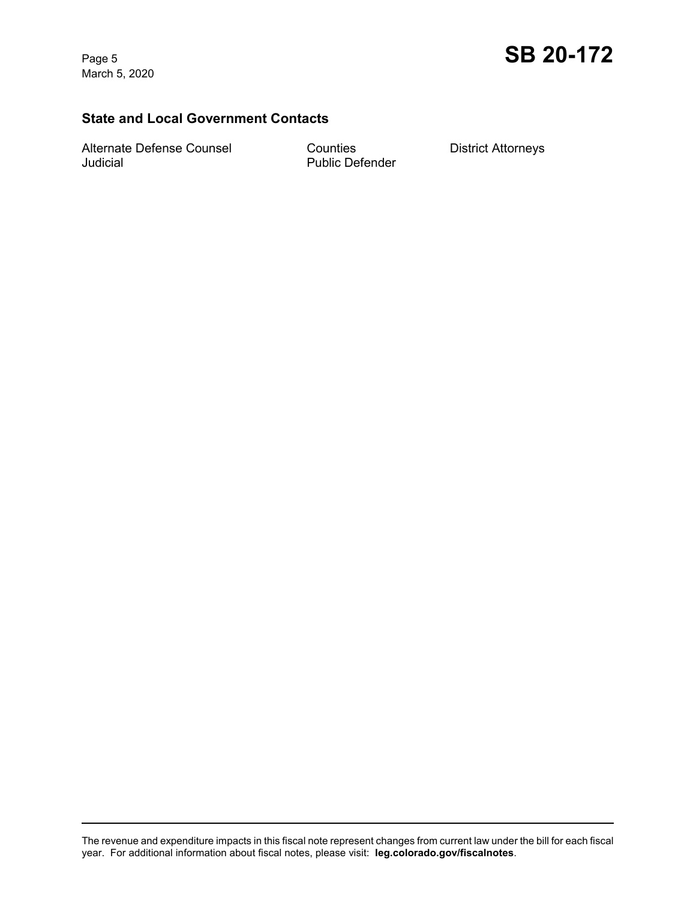## State and Local Government Contacts

| | | |
|---|---|---|
| Alternate Defense Counsel | Counties | District Attorneys |
| Judicial | Public Defender | |

The revenue and expenditure impacts in this fiscal note represent changes from current law under the bill for each fiscal year. For additional information about fiscal notes, please visit: **leg.colorado.gov/fiscalnotes**.